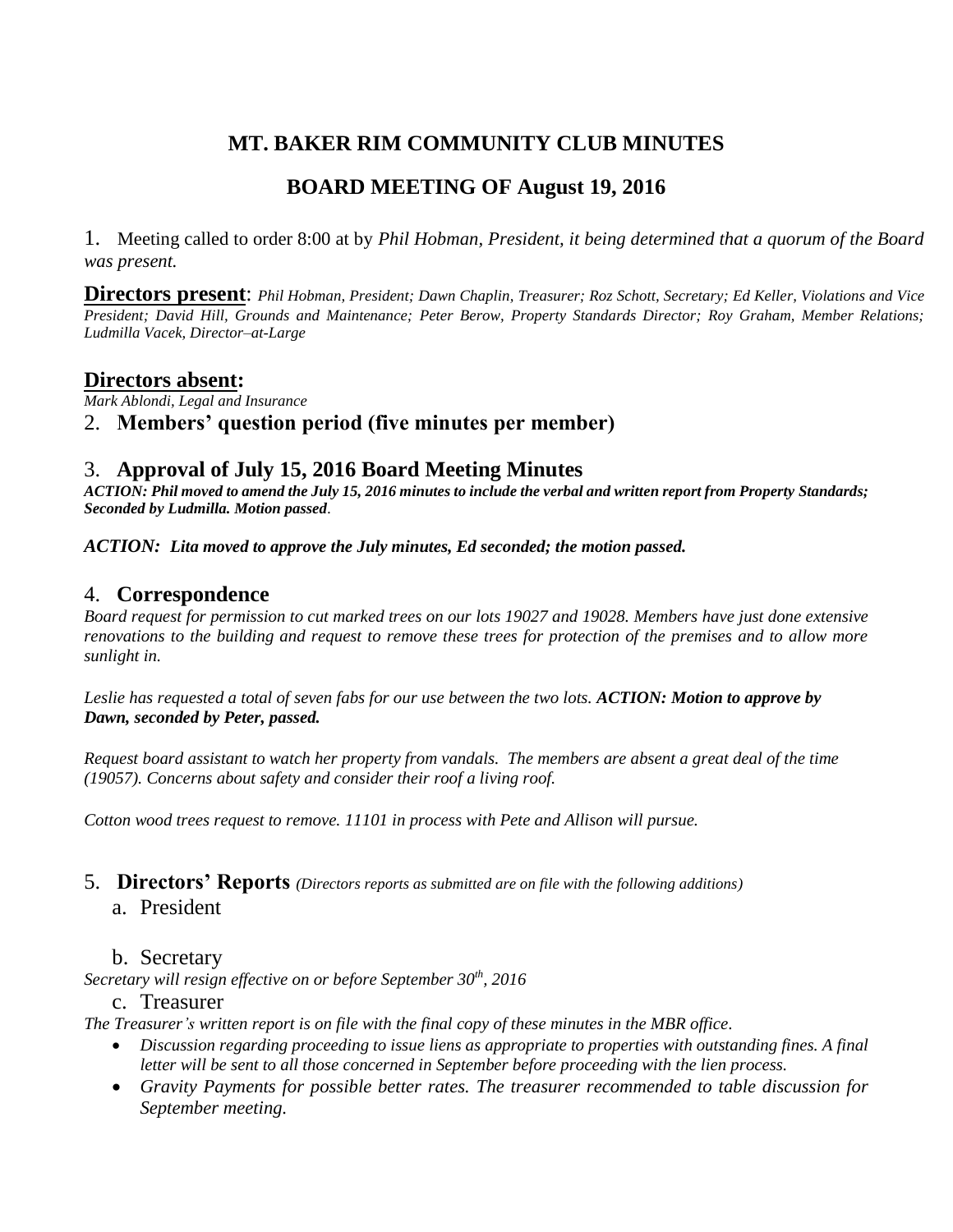# MT. BAKER RIM COMMUNITY CLUB MINUTES

## BOARD MEETING OF August 19, 2016

1. Meeting called to order 8:00 at by *Phil Hobman, President, it being determined that a quorum of the Board was present.*

**Directors present**: *Phil Hobman, President; Dawn Chaplin, Treasurer; Roz Schott, Secretary; Ed Keller, Violations and Vice President; David Hill, Grounds and Maintenance; Peter Berow, Property Standards Director; Roy Graham, Member Relations; Ludmilla Vacek, Director–at-Large*

**Directors absent:**

*Mark Ablondi, Legal and Insurance*

## 2. Members' question period (five minutes per member)

## 3. Approval of July 15, 2016 Board Meeting Minutes

***ACTION: Phil moved to amend the July 15, 2016 minutes to include the verbal and written report from Property Standards; Seconded by Ludmilla. Motion passed.***

***ACTION: Lita moved to approve the July minutes, Ed seconded; the motion passed.***

## 4. Correspondence

*Board request for permission to cut marked trees on our lots 19027 and 19028. Members have just done extensive renovations to the building and request to remove these trees for protection of the premises and to allow more sunlight in.*

*Leslie has requested a total of seven fabs for our use between the two lots.* ***ACTION: Motion to approve by Dawn, seconded by Peter, passed.***

*Request board assistant to watch her property from vandals. The members are absent a great deal of the time (19057). Concerns about safety and consider their roof a living roof.*

*Cotton wood trees request to remove. 11101 in process with Pete and Allison will pursue.*

## 5. Directors' Reports *(Directors reports as submitted are on file with the following additions)*

### a. President

### b. Secretary

*Secretary will resign effective on or before September 30th, 2016*

### c. Treasurer

*The Treasurer's written report is on file with the final copy of these minutes in the MBR office.*

- *Discussion regarding proceeding to issue liens as appropriate to properties with outstanding fines. A final letter will be sent to all those concerned in September before proceeding with the lien process.*
- *Gravity Payments for possible better rates. The treasurer recommended to table discussion for September meeting.*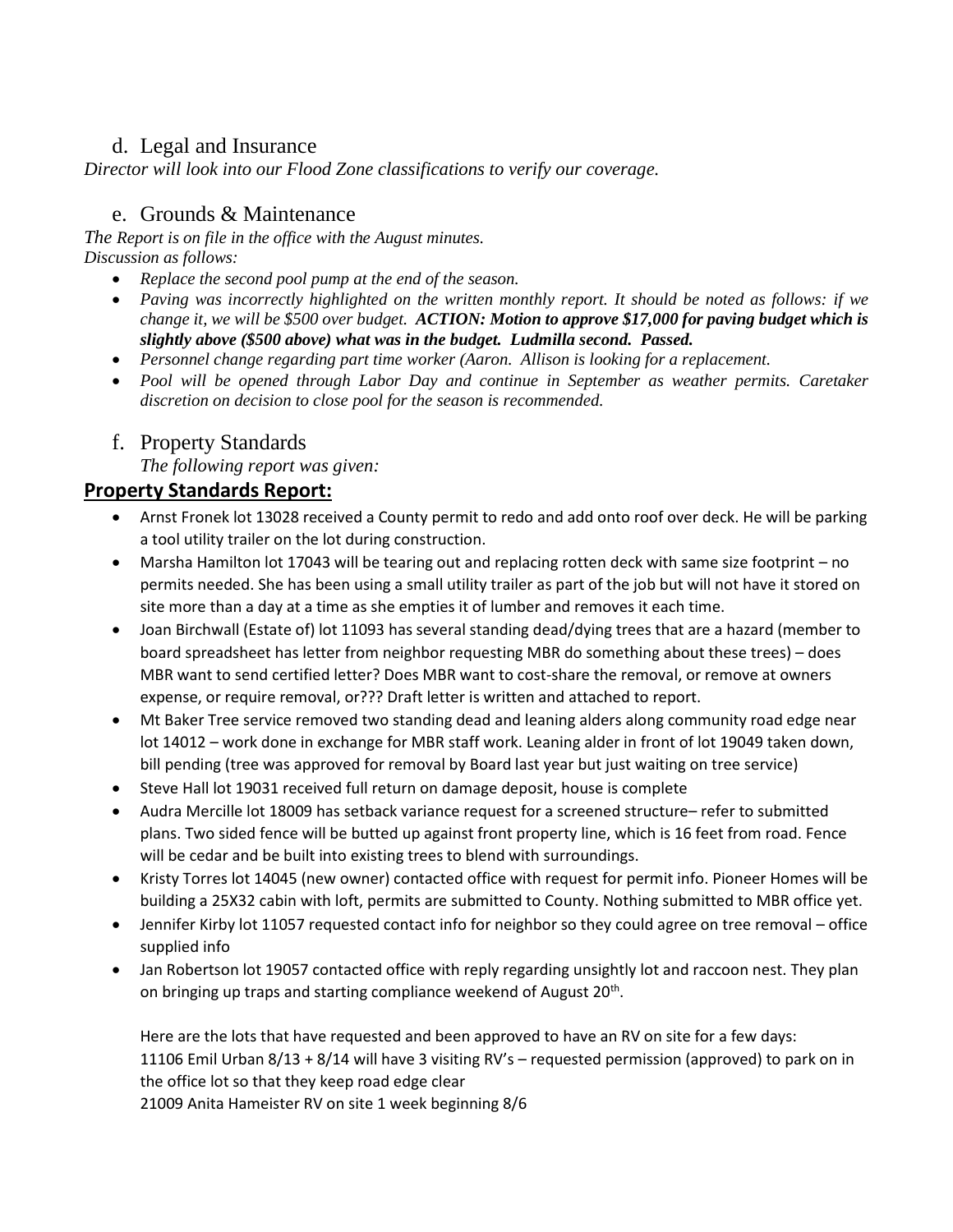## d. Legal and Insurance

*Director will look into our Flood Zone classifications to verify our coverage.*

## e. Grounds & Maintenance

*The Report is on file in the office with the August minutes.*
*Discussion as follows:*

- *Replace the second pool pump at the end of the season.*
- *Paving was incorrectly highlighted on the written monthly report. It should be noted as follows: if we change it, we will be $500 over budget.* ***ACTION: Motion to approve $17,000 for paving budget which is slightly above ($500 above) what was in the budget. Ludmilla second. Passed.***
- *Personnel change regarding part time worker (Aaron. Allison is looking for a replacement.*
- *Pool will be opened through Labor Day and continue in September as weather permits. Caretaker discretion on decision to close pool for the season is recommended.*

## f. Property Standards

*The following report was given:*

### Property Standards Report:

- Arnst Fronek lot 13028 received a County permit to redo and add onto roof over deck. He will be parking a tool utility trailer on the lot during construction.
- Marsha Hamilton lot 17043 will be tearing out and replacing rotten deck with same size footprint – no permits needed. She has been using a small utility trailer as part of the job but will not have it stored on site more than a day at a time as she empties it of lumber and removes it each time.
- Joan Birchwall (Estate of) lot 11093 has several standing dead/dying trees that are a hazard (member to board spreadsheet has letter from neighbor requesting MBR do something about these trees) – does MBR want to send certified letter? Does MBR want to cost-share the removal, or remove at owners expense, or require removal, or??? Draft letter is written and attached to report.
- Mt Baker Tree service removed two standing dead and leaning alders along community road edge near lot 14012 – work done in exchange for MBR staff work. Leaning alder in front of lot 19049 taken down, bill pending (tree was approved for removal by Board last year but just waiting on tree service)
- Steve Hall lot 19031 received full return on damage deposit, house is complete
- Audra Mercille lot 18009 has setback variance request for a screened structure– refer to submitted plans. Two sided fence will be butted up against front property line, which is 16 feet from road. Fence will be cedar and be built into existing trees to blend with surroundings.
- Kristy Torres lot 14045 (new owner) contacted office with request for permit info. Pioneer Homes will be building a 25X32 cabin with loft, permits are submitted to County. Nothing submitted to MBR office yet.
- Jennifer Kirby lot 11057 requested contact info for neighbor so they could agree on tree removal – office supplied info
- Jan Robertson lot 19057 contacted office with reply regarding unsightly lot and raccoon nest. They plan on bringing up traps and starting compliance weekend of August 20th.

Here are the lots that have requested and been approved to have an RV on site for a few days:
11106 Emil Urban 8/13 + 8/14 will have 3 visiting RV's – requested permission (approved) to park on in the office lot so that they keep road edge clear
21009 Anita Hameister RV on site 1 week beginning 8/6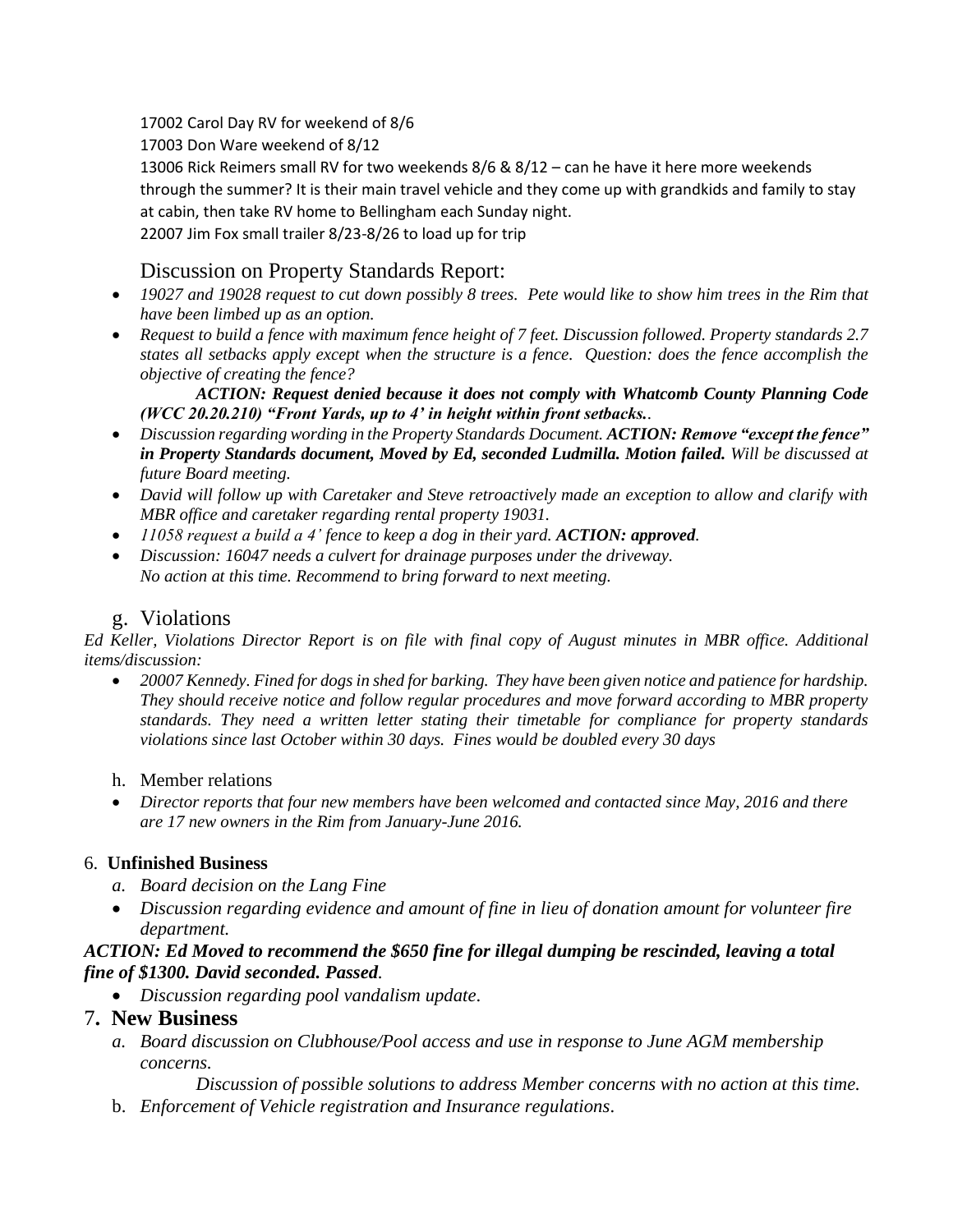17002 Carol Day RV for weekend of 8/6

17003 Don Ware weekend of 8/12

13006 Rick Reimers small RV for two weekends 8/6 & 8/12 – can he have it here more weekends through the summer? It is their main travel vehicle and they come up with grandkids and family to stay at cabin, then take RV home to Bellingham each Sunday night.

22007 Jim Fox small trailer 8/23-8/26 to load up for trip

Discussion on Property Standards Report:

- *19027 and 19028 request to cut down possibly 8 trees. Pete would like to show him trees in the Rim that have been limbed up as an option.*
- *Request to build a fence with maximum fence height of 7 feet. Discussion followed. Property standards 2.7 states all setbacks apply except when the structure is a fence. Question: does the fence accomplish the objective of creating the fence?*

  ***ACTION: Request denied because it does not comply with Whatcomb County Planning Code (WCC 20.20.210) "Front Yards, up to 4' in height within front setbacks..***
- *Discussion regarding wording in the Property Standards Document.* ***ACTION: Remove "except the fence" in Property Standards document, Moved by Ed, seconded Ludmilla. Motion failed.*** *Will be discussed at future Board meeting.*
- *David will follow up with Caretaker and Steve retroactively made an exception to allow and clarify with MBR office and caretaker regarding rental property 19031.*
- *11058 request a build a 4' fence to keep a dog in their yard.* ***ACTION: approved****.*
- *Discussion: 16047 needs a culvert for drainage purposes under the driveway.*
  *No action at this time. Recommend to bring forward to next meeting.*

## g. Violations

*Ed Keller, Violations Director Report is on file with final copy of August minutes in MBR office. Additional items/discussion:*

- *20007 Kennedy. Fined for dogs in shed for barking. They have been given notice and patience for hardship. They should receive notice and follow regular procedures and move forward according to MBR property standards. They need a written letter stating their timetable for compliance for property standards violations since last October within 30 days. Fines would be doubled every 30 days*

h. Member relations

- *Director reports that four new members have been welcomed and contacted since May, 2016 and there are 17 new owners in the Rim from January-June 2016.*

## 6. Unfinished Business

*a. Board decision on the Lang Fine*

- *Discussion regarding evidence and amount of fine in lieu of donation amount for volunteer fire department.*

***ACTION: Ed Moved to recommend the $650 fine for illegal dumping be rescinded, leaving a total fine of $1300. David seconded. Passed****.*

- *Discussion regarding pool vandalism update*.

## 7. New Business

*a. Board discussion on Clubhouse/Pool access and use in response to June AGM membership concerns.*

*Discussion of possible solutions to address Member concerns with no action at this time.*

b. *Enforcement of Vehicle registration and Insurance regulations*.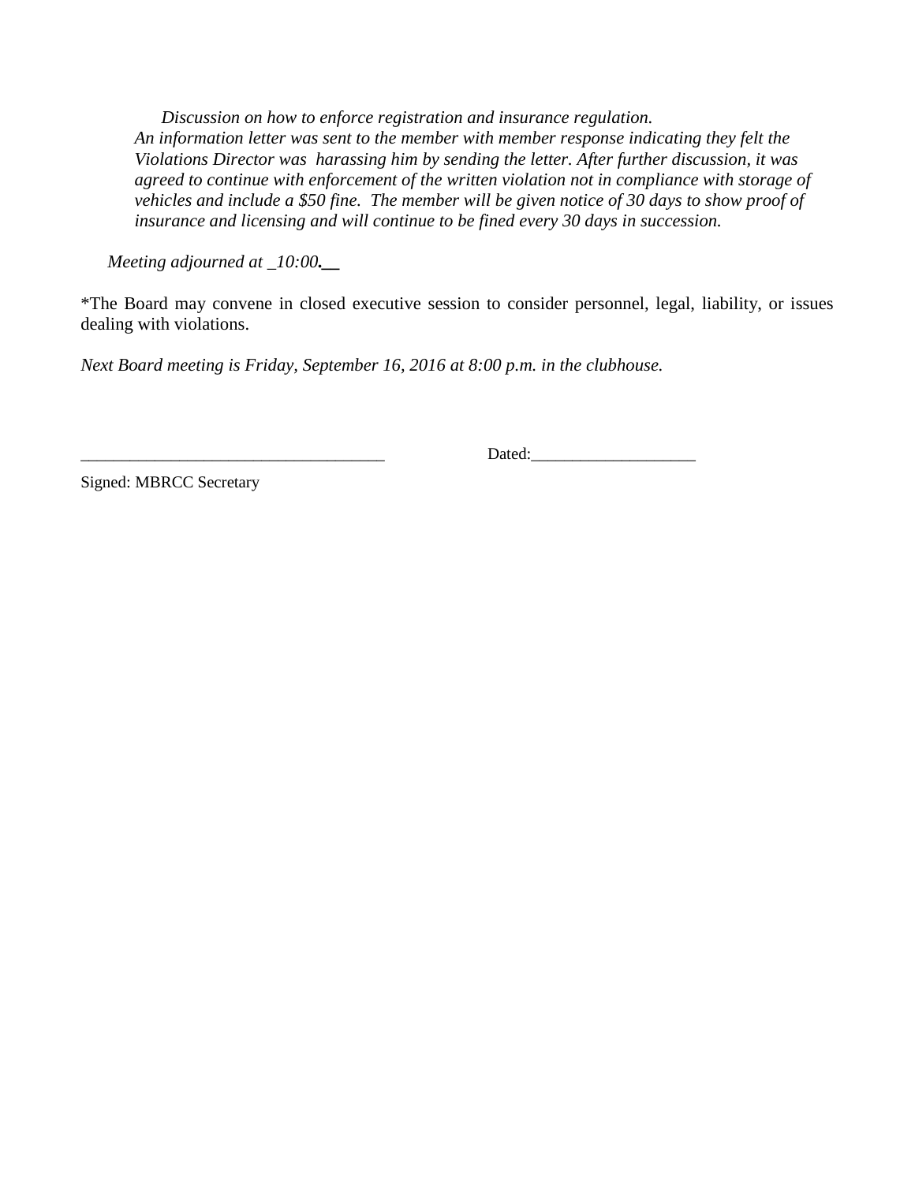*Discussion on how to enforce registration and insurance regulation.*
*An information letter was sent to the member with member response indicating they felt the Violations Director was harassing him by sending the letter. After further discussion, it was agreed to continue with enforcement of the written violation not in compliance with storage of vehicles and include a $50 fine. The member will be given notice of 30 days to show proof of insurance and licensing and will continue to be fined every 30 days in succession.*

*Meeting adjourned at _10:00.__*

*The Board may convene in closed executive session to consider personnel, legal, liability, or issues dealing with violations.

*Next Board meeting is Friday, September 16, 2016 at 8:00 p.m. in the clubhouse.*

_____________________________________ Dated:____________________

Signed: MBRCC Secretary